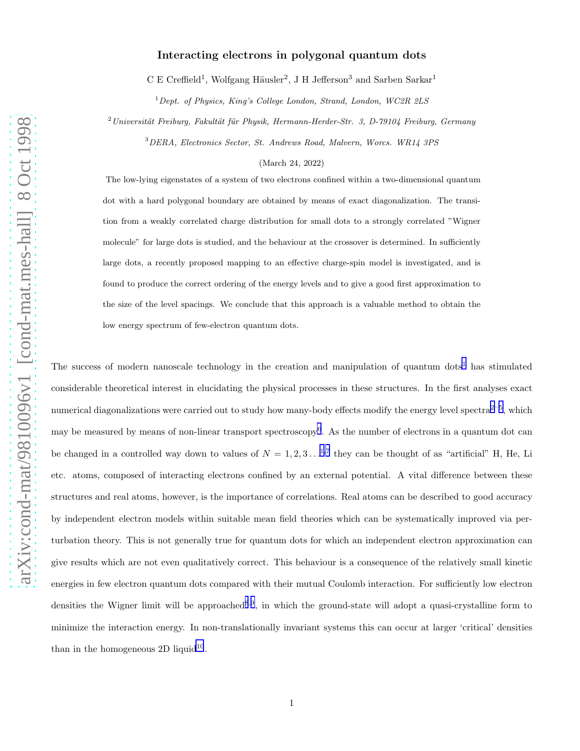# Interacting electrons in polygonal quantum dots

C E Creffield[1], Wolfgang Häusler[2], J H Jefferson[3] and Sarben Sarkar[1]

[1] *Dept. of Physics, King's College London, Strand, London, WC2R 2LS*

[2] *Universität Freiburg, Fakultät für Physik, Hermann-Herder-Str. 3, D-79104 Freiburg, Germany*

[3] *DERA, Electronics Sector, St. Andrews Road, Malvern, Worcs. WR14 3PS*

(March 24, 2022)

The low-lying eigenstates of a system of two electrons confined within a two-dimensional quantum dot with a hard polygonal boundary are obtained by means of exact diagonalization. The transition from a weakly correlated charge distribution for small dots to a strongly correlated "Wigner molecule" for large dots is studied, and the behaviour at the crossover is determined. In sufficiently large dots, a recently proposed mapping to an effective charge-spin model is investigated, and is found to produce the correct ordering of the energy levels and to give a good first approximation to the size of the level spacings. We conclude that this approach is a valuable method to obtain the low energy spectrum of few-electron quantum dots.

The success of modern nanoscale technology in the creation and manipulation of quantum dots[1] has stimulated considerable theoretical interest in elucidating the physical processes in these structures. In the first analyses exact numerical diagonalizations were carried out to study how many-body effects modify the energy level spectra[2–5], which may be measured by means of non-linear transport spectroscopy[6]. As the number of electrons in a quantum dot can be changed in a controlled way down to values of $N = 1, 2, 3 \ldots$[1,7] they can be thought of as "artificial" H, He, Li etc. atoms, composed of interacting electrons confined by an external potential. A vital difference between these structures and real atoms, however, is the importance of correlations. Real atoms can be described to good accuracy by independent electron models within suitable mean field theories which can be systematically improved via perturbation theory. This is not generally true for quantum dots for which an independent electron approximation can give results which are not even qualitatively correct. This behaviour is a consequence of the relatively small kinetic energies in few electron quantum dots compared with their mutual Coulomb interaction. For sufficiently low electron densities the Wigner limit will be approached[8,9], in which the ground-state will adopt a quasi-crystalline form to minimize the interaction energy. In non-translationally invariant systems this can occur at larger 'critical' densities than in the homogeneous 2D liquid[10].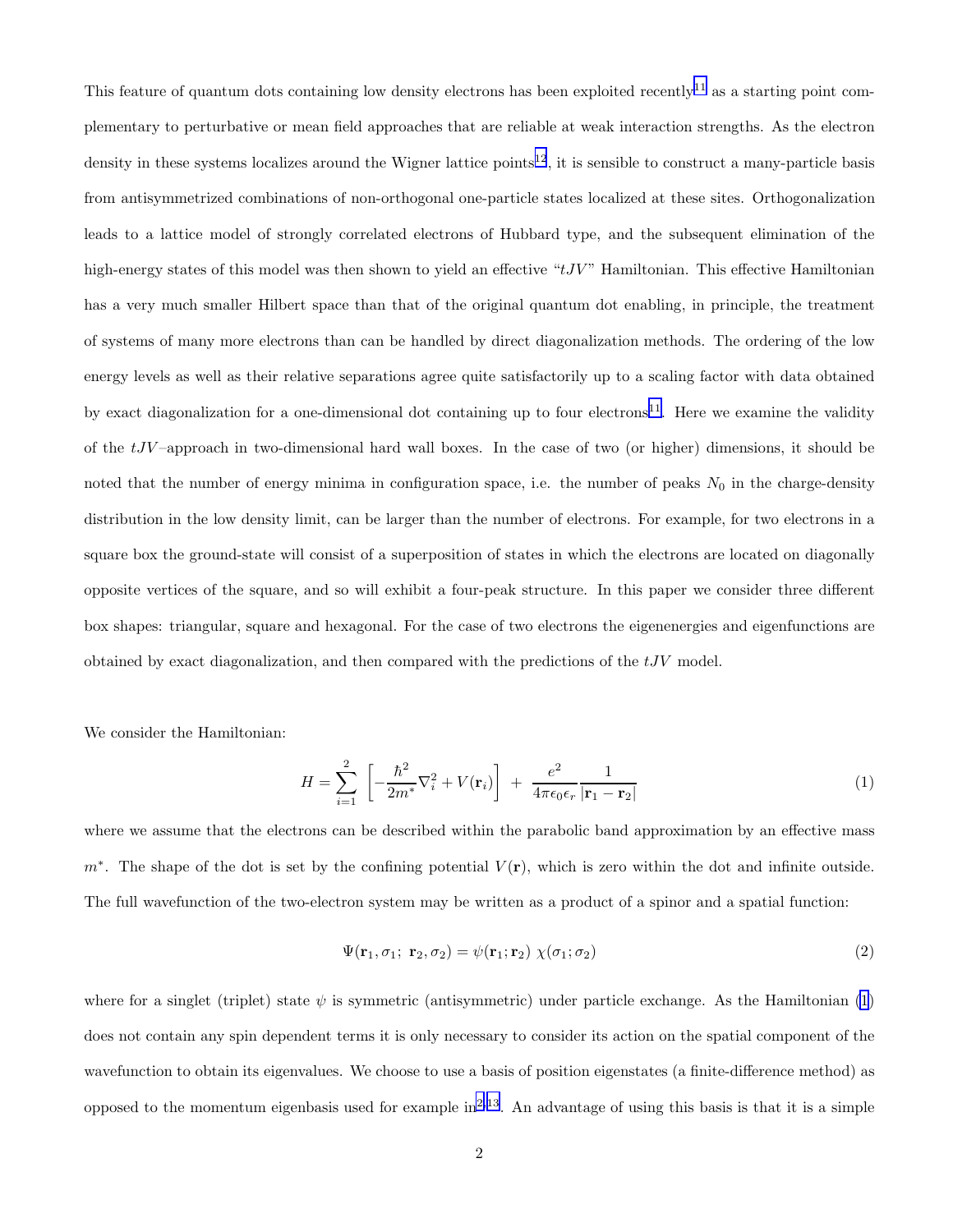This feature of quantum dots containing low density electrons has been exploited recently[11] as a starting point complementary to perturbative or mean field approaches that are reliable at weak interaction strengths. As the electron density in these systems localizes around the Wigner lattice points[12], it is sensible to construct a many-particle basis from antisymmetrized combinations of non-orthogonal one-particle states localized at these sites. Orthogonalization leads to a lattice model of strongly correlated electrons of Hubbard type, and the subsequent elimination of the high-energy states of this model was then shown to yield an effective "$tJV$" Hamiltonian. This effective Hamiltonian has a very much smaller Hilbert space than that of the original quantum dot enabling, in principle, the treatment of systems of many more electrons than can be handled by direct diagonalization methods. The ordering of the low energy levels as well as their relative separations agree quite satisfactorily up to a scaling factor with data obtained by exact diagonalization for a one-dimensional dot containing up to four electrons[11]. Here we examine the validity of the $tJV$–approach in two-dimensional hard wall boxes. In the case of two (or higher) dimensions, it should be noted that the number of energy minima in configuration space, i.e. the number of peaks $N_0$ in the charge-density distribution in the low density limit, can be larger than the number of electrons. For example, for two electrons in a square box the ground-state will consist of a superposition of states in which the electrons are located on diagonally opposite vertices of the square, and so will exhibit a four-peak structure. In this paper we consider three different box shapes: triangular, square and hexagonal. For the case of two electrons the eigenenergies and eigenfunctions are obtained by exact diagonalization, and then compared with the predictions of the $tJV$ model.

We consider the Hamiltonian:

$$H = \sum_{i=1}^{2} \left[ -\frac{\hbar^2}{2m^*}\nabla_i^2 + V(\mathbf{r}_i) \right] + \frac{e^2}{4\pi\epsilon_0\epsilon_r}\frac{1}{|\mathbf{r}_1 - \mathbf{r}_2|} \tag{1}$$

where we assume that the electrons can be described within the parabolic band approximation by an effective mass $m^*$. The shape of the dot is set by the confining potential $V(\mathbf{r})$, which is zero within the dot and infinite outside. The full wavefunction of the two-electron system may be written as a product of a spinor and a spatial function:

$$\Psi(\mathbf{r}_1, \sigma_1;\ \mathbf{r}_2, \sigma_2) = \psi(\mathbf{r}_1; \mathbf{r}_2)\ \chi(\sigma_1; \sigma_2) \tag{2}$$

where for a singlet (triplet) state $\psi$ is symmetric (antisymmetric) under particle exchange. As the Hamiltonian (1) does not contain any spin dependent terms it is only necessary to consider its action on the spatial component of the wavefunction to obtain its eigenvalues. We choose to use a basis of position eigenstates (a finite-difference method) as opposed to the momentum eigenbasis used for example in[2,13]. An advantage of using this basis is that it is a simple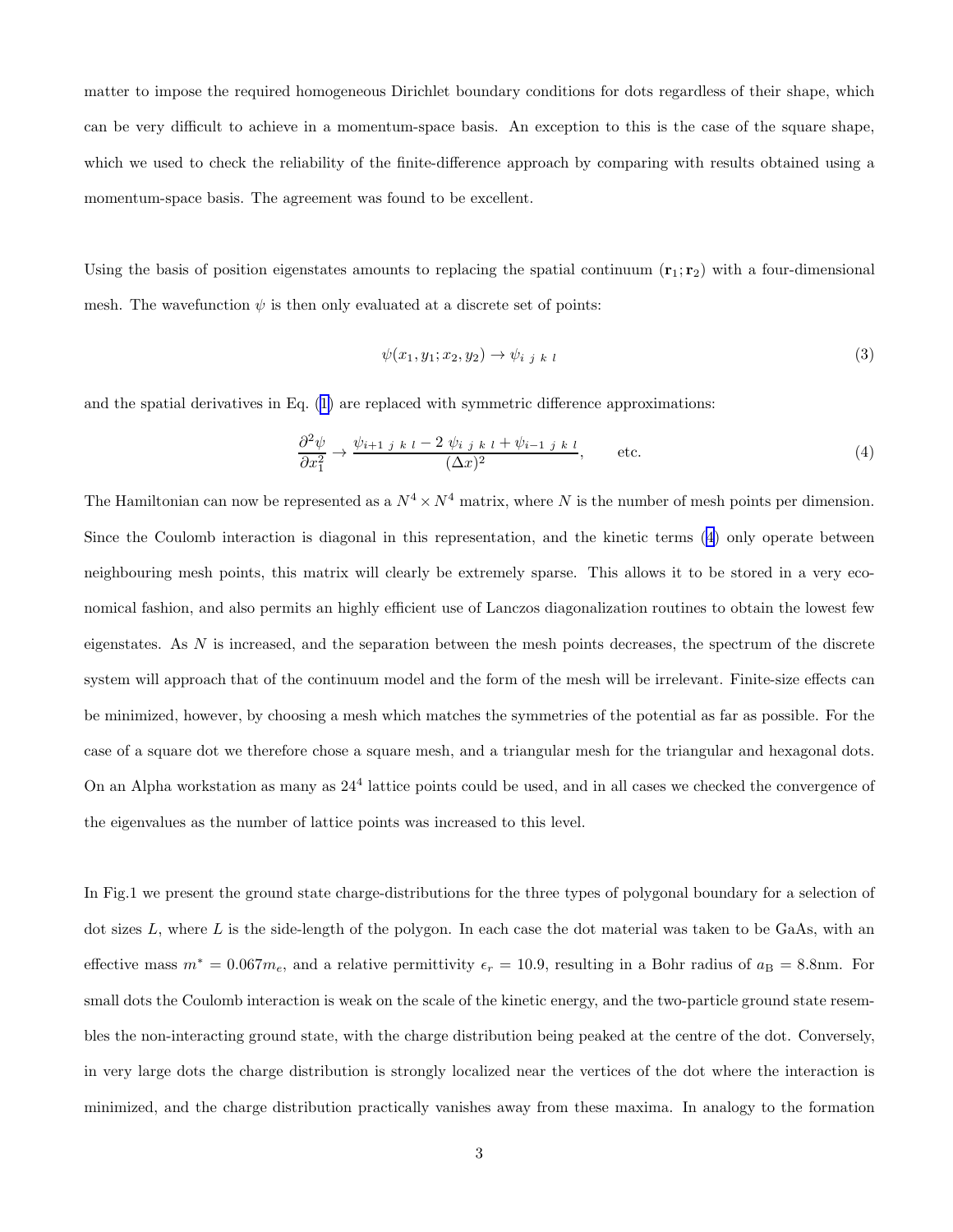matter to impose the required homogeneous Dirichlet boundary conditions for dots regardless of their shape, which can be very difficult to achieve in a momentum-space basis. An exception to this is the case of the square shape, which we used to check the reliability of the finite-difference approach by comparing with results obtained using a momentum-space basis. The agreement was found to be excellent.

Using the basis of position eigenstates amounts to replacing the spatial continuum $(\mathbf{r}_1; \mathbf{r}_2)$ with a four-dimensional mesh. The wavefunction $\psi$ is then only evaluated at a discrete set of points:

$$\psi(x_1, y_1; x_2, y_2) \rightarrow \psi_{i\ j\ k\ l} \tag{3}$$

and the spatial derivatives in Eq. (1) are replaced with symmetric difference approximations:

$$\frac{\partial^2 \psi}{\partial x_1^2} \rightarrow \frac{\psi_{i+1\ j\ k\ l} - 2\ \psi_{i\ j\ k\ l} + \psi_{i-1\ j\ k\ l}}{(\Delta x)^2}, \qquad \text{etc.} \tag{4}$$

The Hamiltonian can now be represented as a $N^4 \times N^4$ matrix, where $N$ is the number of mesh points per dimension. Since the Coulomb interaction is diagonal in this representation, and the kinetic terms (4) only operate between neighbouring mesh points, this matrix will clearly be extremely sparse. This allows it to be stored in a very economical fashion, and also permits an highly efficient use of Lanczos diagonalization routines to obtain the lowest few eigenstates. As $N$ is increased, and the separation between the mesh points decreases, the spectrum of the discrete system will approach that of the continuum model and the form of the mesh will be irrelevant. Finite-size effects can be minimized, however, by choosing a mesh which matches the symmetries of the potential as far as possible. For the case of a square dot we therefore chose a square mesh, and a triangular mesh for the triangular and hexagonal dots. On an Alpha workstation as many as $24^4$ lattice points could be used, and in all cases we checked the convergence of the eigenvalues as the number of lattice points was increased to this level.

In Fig.1 we present the ground state charge-distributions for the three types of polygonal boundary for a selection of dot sizes $L$, where $L$ is the side-length of the polygon. In each case the dot material was taken to be GaAs, with an effective mass $m^* = 0.067 m_e$, and a relative permittivity $\epsilon_r = 10.9$, resulting in a Bohr radius of $a_{\mathrm{B}} = 8.8$nm. For small dots the Coulomb interaction is weak on the scale of the kinetic energy, and the two-particle ground state resembles the non-interacting ground state, with the charge distribution being peaked at the centre of the dot. Conversely, in very large dots the charge distribution is strongly localized near the vertices of the dot where the interaction is minimized, and the charge distribution practically vanishes away from these maxima. In analogy to the formation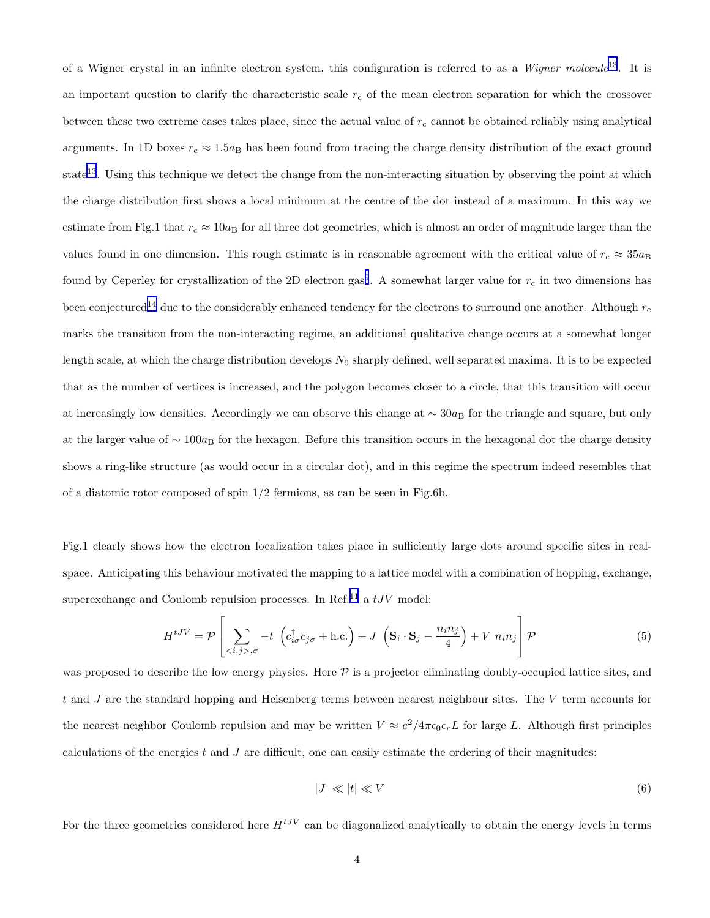of a Wigner crystal in an infinite electron system, this configuration is referred to as a *Wigner molecule*[13]. It is an important question to clarify the characteristic scale $r_c$ of the mean electron separation for which the crossover between these two extreme cases takes place, since the actual value of $r_c$ cannot be obtained reliably using analytical arguments. In 1D boxes $r_c \approx 1.5a_B$ has been found from tracing the charge density distribution of the exact ground state[13]. Using this technique we detect the change from the non-interacting situation by observing the point at which the charge distribution first shows a local minimum at the centre of the dot instead of a maximum. In this way we estimate from Fig.1 that $r_c \approx 10a_B$ for all three dot geometries, which is almost an order of magnitude larger than the values found in one dimension. This rough estimate is in reasonable agreement with the critical value of $r_c \approx 35a_B$ found by Ceperley for crystallization of the 2D electron gas[7]. A somewhat larger value for $r_c$ in two dimensions has been conjectured[14] due to the considerably enhanced tendency for the electrons to surround one another. Although $r_c$ marks the transition from the non-interacting regime, an additional qualitative change occurs at a somewhat longer length scale, at which the charge distribution develops $N_0$ sharply defined, well separated maxima. It is to be expected that as the number of vertices is increased, and the polygon becomes closer to a circle, that this transition will occur at increasingly low densities. Accordingly we can observe this change at $\sim 30a_B$ for the triangle and square, but only at the larger value of $\sim 100a_B$ for the hexagon. Before this transition occurs in the hexagonal dot the charge density shows a ring-like structure (as would occur in a circular dot), and in this regime the spectrum indeed resembles that of a diatomic rotor composed of spin 1/2 fermions, as can be seen in Fig.6b.

Fig.1 clearly shows how the electron localization takes place in sufficiently large dots around specific sites in real-space. Anticipating this behaviour motivated the mapping to a lattice model with a combination of hopping, exchange, superexchange and Coulomb repulsion processes. In Ref.[11] a $tJV$ model:

$$H^{tJV} = \mathcal{P}\left[\sum_{<i,j>,\sigma} -t\ \left(c^{\dagger}_{i\sigma}c_{j\sigma} + \text{h.c.}\right) + J\ \left(\mathbf{S}_i \cdot \mathbf{S}_j - \frac{n_i n_j}{4}\right) + V\ n_i n_j\right]\mathcal{P} \tag{5}$$

was proposed to describe the low energy physics. Here $\mathcal{P}$ is a projector eliminating doubly-occupied lattice sites, and $t$ and $J$ are the standard hopping and Heisenberg terms between nearest neighbour sites. The $V$ term accounts for the nearest neighbor Coulomb repulsion and may be written $V \approx e^2/4\pi\epsilon_0\epsilon_r L$ for large $L$. Although first principles calculations of the energies $t$ and $J$ are difficult, one can easily estimate the ordering of their magnitudes:

$$|J| \ll |t| \ll V \tag{6}$$

For the three geometries considered here $H^{tJV}$ can be diagonalized analytically to obtain the energy levels in terms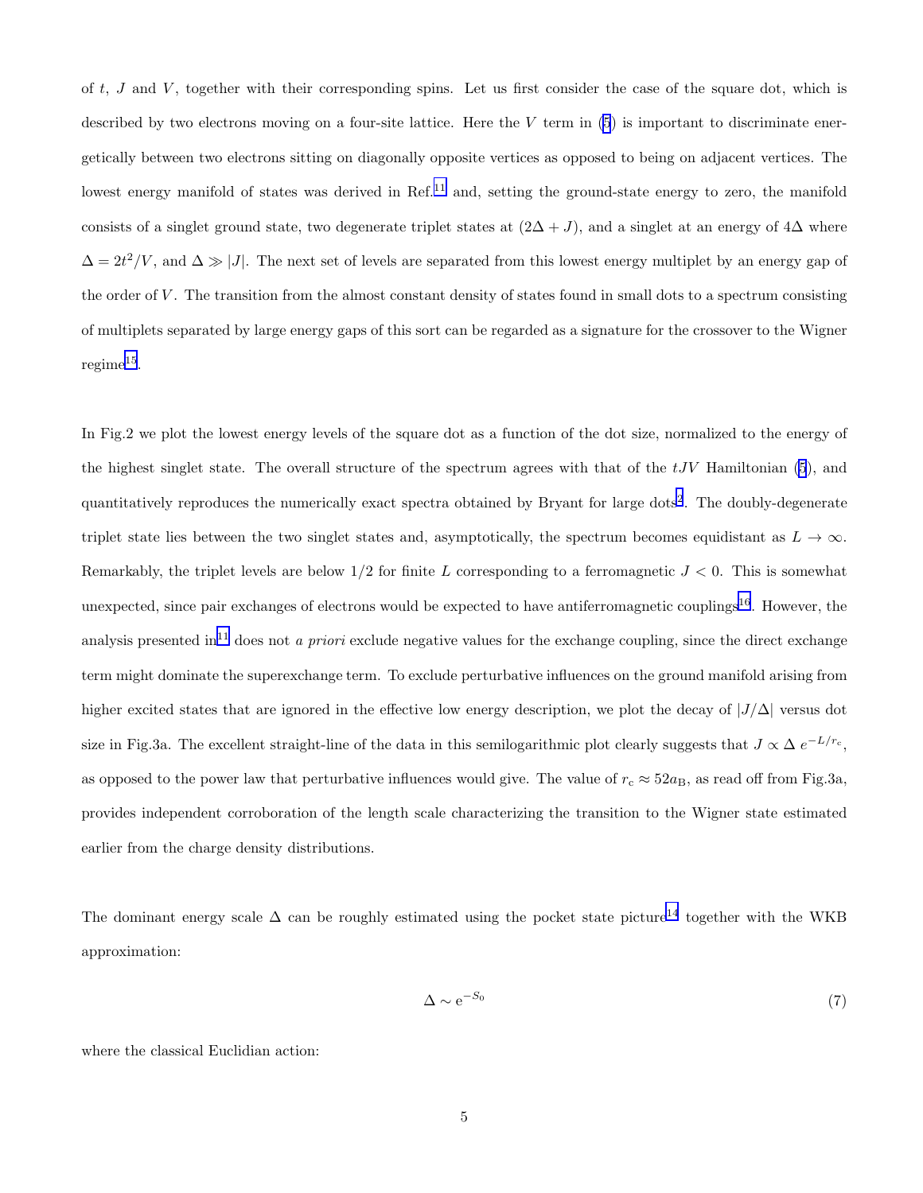of $t$, $J$ and $V$, together with their corresponding spins. Let us first consider the case of the square dot, which is described by two electrons moving on a four-site lattice. Here the $V$ term in (5) is important to discriminate energetically between two electrons sitting on diagonally opposite vertices as opposed to being on adjacent vertices. The lowest energy manifold of states was derived in Ref.[11] and, setting the ground-state energy to zero, the manifold consists of a singlet ground state, two degenerate triplet states at $(2\Delta + J)$, and a singlet at an energy of $4\Delta$ where $\Delta = 2t^2/V$, and $\Delta \gg |J|$. The next set of levels are separated from this lowest energy multiplet by an energy gap of the order of $V$. The transition from the almost constant density of states found in small dots to a spectrum consisting of multiplets separated by large energy gaps of this sort can be regarded as a signature for the crossover to the Wigner regime[15].

In Fig.2 we plot the lowest energy levels of the square dot as a function of the dot size, normalized to the energy of the highest singlet state. The overall structure of the spectrum agrees with that of the $tJV$ Hamiltonian (5), and quantitatively reproduces the numerically exact spectra obtained by Bryant for large dots[2]. The doubly-degenerate triplet state lies between the two singlet states and, asymptotically, the spectrum becomes equidistant as $L \to \infty$. Remarkably, the triplet levels are below $1/2$ for finite $L$ corresponding to a ferromagnetic $J < 0$. This is somewhat unexpected, since pair exchanges of electrons would be expected to have antiferromagnetic couplings[16]. However, the analysis presented in[11] does not *a priori* exclude negative values for the exchange coupling, since the direct exchange term might dominate the superexchange term. To exclude perturbative influences on the ground manifold arising from higher excited states that are ignored in the effective low energy description, we plot the decay of $|J/\Delta|$ versus dot size in Fig.3a. The excellent straight-line of the data in this semilogarithmic plot clearly suggests that $J \propto \Delta \ e^{-L/r_c}$, as opposed to the power law that perturbative influences would give. The value of $r_c \approx 52 a_B$, as read off from Fig.3a, provides independent corroboration of the length scale characterizing the transition to the Wigner state estimated earlier from the charge density distributions.

The dominant energy scale $\Delta$ can be roughly estimated using the pocket state picture[14] together with the WKB approximation:

$$\Delta \sim \mathrm{e}^{-S_0} \tag{7}$$

where the classical Euclidian action: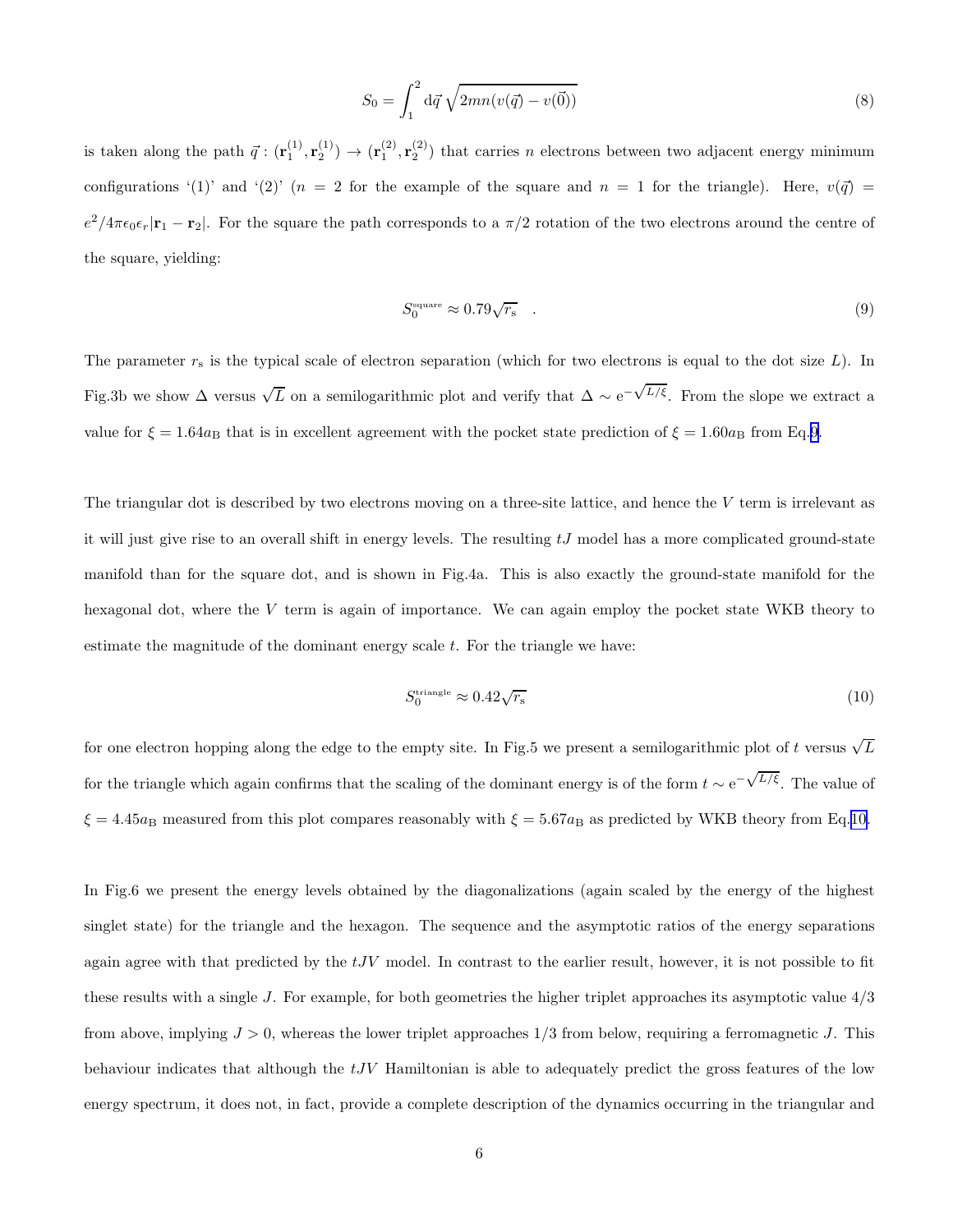$$
S_0 = \int_1^2 \mathrm{d}\vec{q}\,\sqrt{2mn(v(\vec{q}) - v(\vec{0}))} \tag{8}
$$

is taken along the path $\vec{q} : (\mathbf{r}_1^{(1)}, \mathbf{r}_2^{(1)}) \to (\mathbf{r}_1^{(2)}, \mathbf{r}_2^{(2)})$ that carries $n$ electrons between two adjacent energy minimum configurations '(1)' and '(2)' ($n = 2$ for the example of the square and $n = 1$ for the triangle). Here, $v(\vec{q}) = e^2/4\pi\epsilon_0\epsilon_r|\mathbf{r}_1 - \mathbf{r}_2|$. For the square the path corresponds to a $\pi/2$ rotation of the two electrons around the centre of the square, yielding:

$$
S_0^{\mathrm{square}} \approx 0.79\sqrt{r_\mathrm{s}} \quad . \tag{9}
$$

The parameter $r_\mathrm{s}$ is the typical scale of electron separation (which for two electrons is equal to the dot size $L$). In Fig.3b we show $\Delta$ versus $\sqrt{L}$ on a semilogarithmic plot and verify that $\Delta \sim \mathrm{e}^{-\sqrt{L/\xi}}$. From the slope we extract a value for $\xi = 1.64a_\mathrm{B}$ that is in excellent agreement with the pocket state prediction of $\xi = 1.60a_\mathrm{B}$ from Eq.9.

The triangular dot is described by two electrons moving on a three-site lattice, and hence the $V$ term is irrelevant as it will just give rise to an overall shift in energy levels. The resulting $tJ$ model has a more complicated ground-state manifold than for the square dot, and is shown in Fig.4a. This is also exactly the ground-state manifold for the hexagonal dot, where the $V$ term is again of importance. We can again employ the pocket state WKB theory to estimate the magnitude of the dominant energy scale $t$. For the triangle we have:

$$
S_0^{\mathrm{triangle}} \approx 0.42\sqrt{r_\mathrm{s}} \tag{10}
$$

for one electron hopping along the edge to the empty site. In Fig.5 we present a semilogarithmic plot of $t$ versus $\sqrt{L}$ for the triangle which again confirms that the scaling of the dominant energy is of the form $t \sim \mathrm{e}^{-\sqrt{L/\xi}}$. The value of $\xi = 4.45a_\mathrm{B}$ measured from this plot compares reasonably with $\xi = 5.67a_\mathrm{B}$ as predicted by WKB theory from Eq.10.

In Fig.6 we present the energy levels obtained by the diagonalizations (again scaled by the energy of the highest singlet state) for the triangle and the hexagon. The sequence and the asymptotic ratios of the energy separations again agree with that predicted by the $tJV$ model. In contrast to the earlier result, however, it is not possible to fit these results with a single $J$. For example, for both geometries the higher triplet approaches its asymptotic value $4/3$ from above, implying $J > 0$, whereas the lower triplet approaches $1/3$ from below, requiring a ferromagnetic $J$. This behaviour indicates that although the $tJV$ Hamiltonian is able to adequately predict the gross features of the low energy spectrum, it does not, in fact, provide a complete description of the dynamics occurring in the triangular and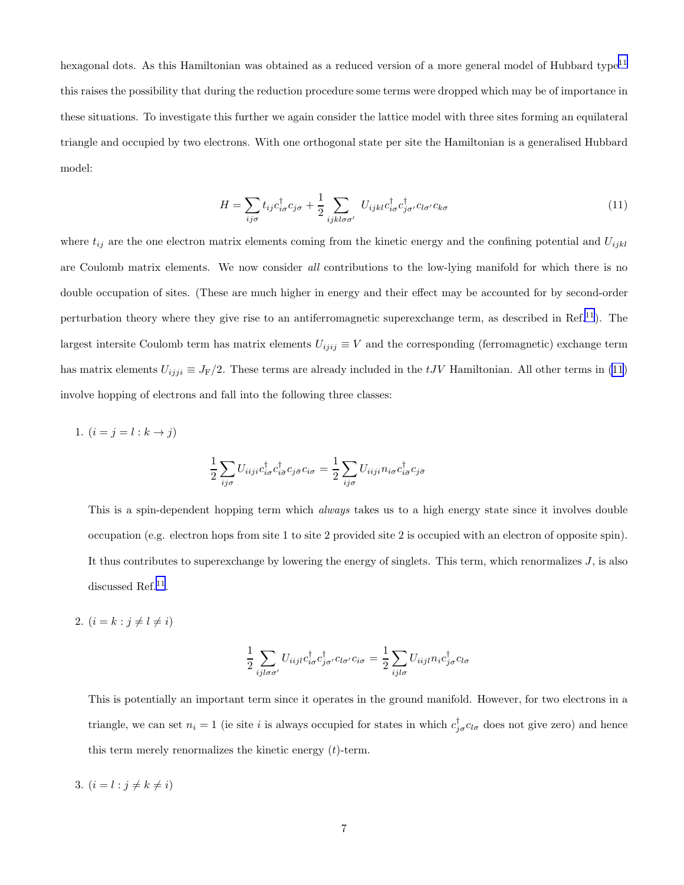hexagonal dots. As this Hamiltonian was obtained as a reduced version of a more general model of Hubbard type[11] this raises the possibility that during the reduction procedure some terms were dropped which may be of importance in these situations. To investigate this further we again consider the lattice model with three sites forming an equilateral triangle and occupied by two electrons. With one orthogonal state per site the Hamiltonian is a generalised Hubbard model:

$$H = \sum_{ij\sigma} t_{ij} c^\dagger_{i\sigma} c_{j\sigma} + \frac{1}{2} \sum_{ijkl\sigma\sigma'} U_{ijkl} c^\dagger_{i\sigma} c^\dagger_{j\sigma'} c_{l\sigma'} c_{k\sigma} \tag{11}$$

where $t_{ij}$ are the one electron matrix elements coming from the kinetic energy and the confining potential and $U_{ijkl}$ are Coulomb matrix elements. We now consider *all* contributions to the low-lying manifold for which there is no double occupation of sites. (These are much higher in energy and their effect may be accounted for by second-order perturbation theory where they give rise to an antiferromagnetic superexchange term, as described in Ref.[11]). The largest intersite Coulomb term has matrix elements $U_{ijij} \equiv V$ and the corresponding (ferromagnetic) exchange term has matrix elements $U_{ijji} \equiv J_{\mathrm{F}}/2$. These terms are already included in the $tJV$ Hamiltonian. All other terms in (11) involve hopping of electrons and fall into the following three classes:

1. $(i = j = l : k \to j)$

$$\frac{1}{2} \sum_{ij\sigma} U_{iiji} c^\dagger_{i\sigma} c^\dagger_{i\bar{\sigma}} c_{j\bar{\sigma}} c_{i\sigma} = \frac{1}{2} \sum_{ij\sigma} U_{iiji} n_{i\sigma} c^\dagger_{i\bar{\sigma}} c_{j\bar{\sigma}}$$

This is a spin-dependent hopping term which *always* takes us to a high energy state since it involves double occupation (e.g. electron hops from site 1 to site 2 provided site 2 is occupied with an electron of opposite spin). It thus contributes to superexchange by lowering the energy of singlets. This term, which renormalizes $J$, is also discussed Ref.[11].

2. $(i = k : j \neq l \neq i)$

$$\frac{1}{2} \sum_{ijl\sigma\sigma'} U_{iijl} c^\dagger_{i\sigma} c^\dagger_{j\sigma'} c_{l\sigma'} c_{i\sigma} = \frac{1}{2} \sum_{ijl\sigma} U_{iijl} n_i c^\dagger_{j\sigma} c_{l\sigma}$$

This is potentially an important term since it operates in the ground manifold. However, for two electrons in a triangle, we can set $n_i = 1$ (ie site $i$ is always occupied for states in which $c^\dagger_{j\sigma} c_{l\sigma}$ does not give zero) and hence this term merely renormalizes the kinetic energy ($t$)-term.

3. $(i = l : j \neq k \neq i)$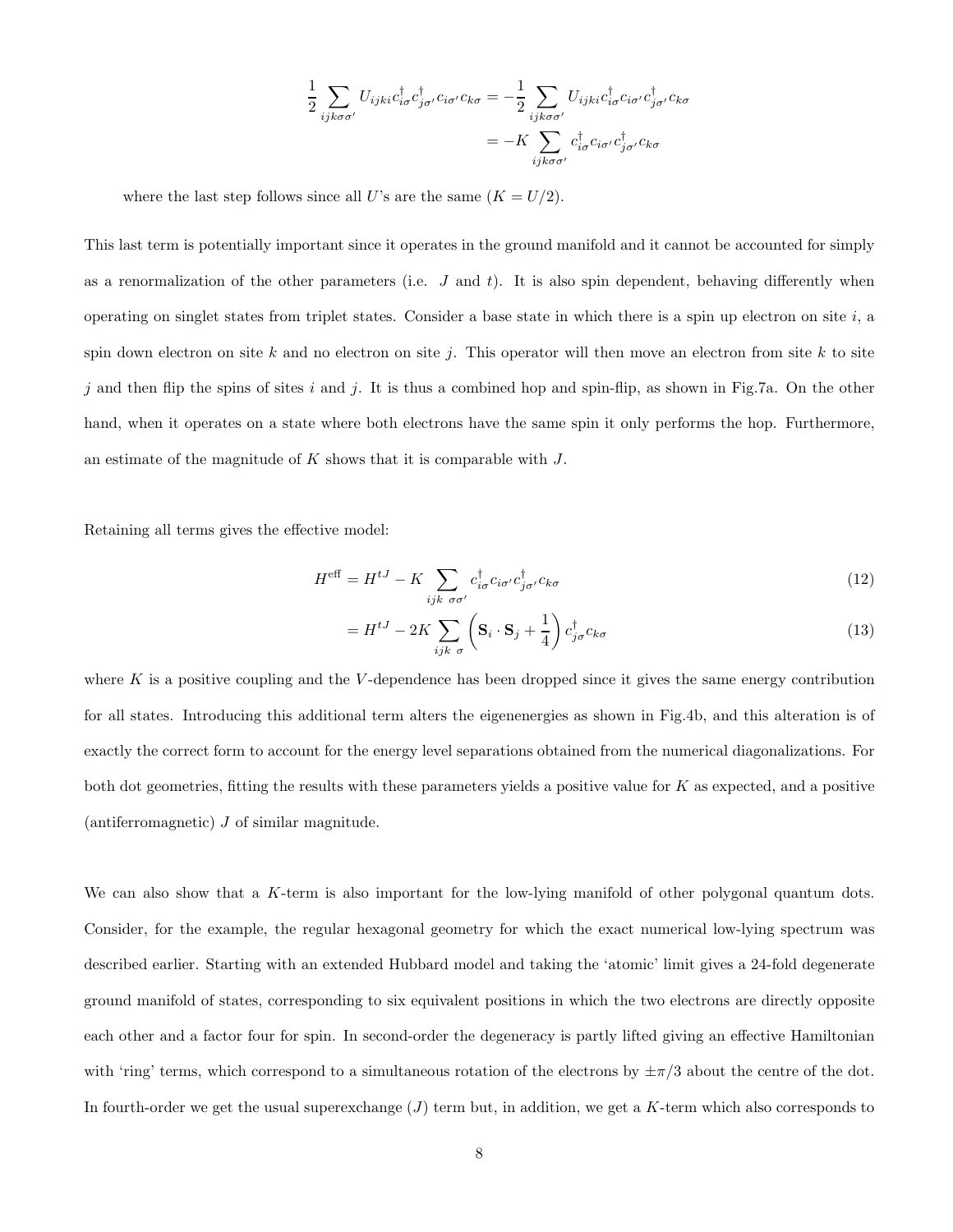$$
\begin{aligned}
\frac{1}{2}\sum_{ijk\sigma\sigma'} U_{ijki} c^{\dagger}_{i\sigma} c^{\dagger}_{j\sigma'} c_{i\sigma'} c_{k\sigma} &= -\frac{1}{2}\sum_{ijk\sigma\sigma'} U_{ijki} c^{\dagger}_{i\sigma} c_{i\sigma'} c^{\dagger}_{j\sigma'} c_{k\sigma} \\
&= -K \sum_{ijk\sigma\sigma'} c^{\dagger}_{i\sigma} c_{i\sigma'} c^{\dagger}_{j\sigma'} c_{k\sigma}
\end{aligned}
$$

where the last step follows since all $U$'s are the same ($K = U/2$).

This last term is potentially important since it operates in the ground manifold and it cannot be accounted for simply as a renormalization of the other parameters (i.e. $J$ and $t$). It is also spin dependent, behaving differently when operating on singlet states from triplet states. Consider a base state in which there is a spin up electron on site $i$, a spin down electron on site $k$ and no electron on site $j$. This operator will then move an electron from site $k$ to site $j$ and then flip the spins of sites $i$ and $j$. It is thus a combined hop and spin-flip, as shown in Fig.7a. On the other hand, when it operates on a state where both electrons have the same spin it only performs the hop. Furthermore, an estimate of the magnitude of $K$ shows that it is comparable with $J$.

Retaining all terms gives the effective model:

$$
\begin{aligned}
H^{\text{eff}} &= H^{tJ} - K \sum_{ijk\ \sigma\sigma'} c^{\dagger}_{i\sigma} c_{i\sigma'} c^{\dagger}_{j\sigma'} c_{k\sigma} && (12) \\
&= H^{tJ} - 2K \sum_{ijk\ \sigma} \left( \mathbf{S}_i \cdot \mathbf{S}_j + \frac{1}{4} \right) c^{\dagger}_{j\sigma} c_{k\sigma} && (13)
\end{aligned}
$$

where $K$ is a positive coupling and the $V$-dependence has been dropped since it gives the same energy contribution for all states. Introducing this additional term alters the eigenenergies as shown in Fig.4b, and this alteration is of exactly the correct form to account for the energy level separations obtained from the numerical diagonalizations. For both dot geometries, fitting the results with these parameters yields a positive value for $K$ as expected, and a positive (antiferromagnetic) $J$ of similar magnitude.

We can also show that a $K$-term is also important for the low-lying manifold of other polygonal quantum dots. Consider, for the example, the regular hexagonal geometry for which the exact numerical low-lying spectrum was described earlier. Starting with an extended Hubbard model and taking the 'atomic' limit gives a 24-fold degenerate ground manifold of states, corresponding to six equivalent positions in which the two electrons are directly opposite each other and a factor four for spin. In second-order the degeneracy is partly lifted giving an effective Hamiltonian with 'ring' terms, which correspond to a simultaneous rotation of the electrons by $\pm\pi/3$ about the centre of the dot. In fourth-order we get the usual superexchange ($J$) term but, in addition, we get a $K$-term which also corresponds to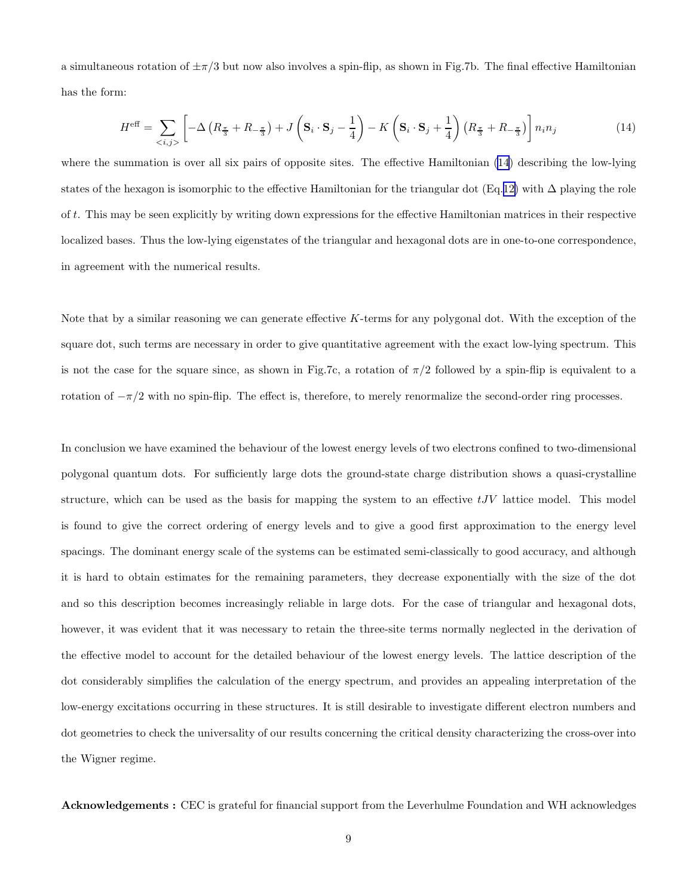a simultaneous rotation of $\pm\pi/3$ but now also involves a spin-flip, as shown in Fig.7b. The final effective Hamiltonian has the form:

$$H^{\rm eff} = \sum_{<i,j>} \left[ -\Delta \left( R_{\frac{\pi}{3}} + R_{-\frac{\pi}{3}} \right) + J \left( \mathbf{S}_i \cdot \mathbf{S}_j - \frac{1}{4} \right) - K \left( \mathbf{S}_i \cdot \mathbf{S}_j + \frac{1}{4} \right) \left( R_{\frac{\pi}{3}} + R_{-\frac{\pi}{3}} \right) \right] n_i n_j \tag{14}$$

where the summation is over all six pairs of opposite sites. The effective Hamiltonian (14) describing the low-lying states of the hexagon is isomorphic to the effective Hamiltonian for the triangular dot (Eq.12) with $\Delta$ playing the role of $t$. This may be seen explicitly by writing down expressions for the effective Hamiltonian matrices in their respective localized bases. Thus the low-lying eigenstates of the triangular and hexagonal dots are in one-to-one correspondence, in agreement with the numerical results.

Note that by a similar reasoning we can generate effective $K$-terms for any polygonal dot. With the exception of the square dot, such terms are necessary in order to give quantitative agreement with the exact low-lying spectrum. This is not the case for the square since, as shown in Fig.7c, a rotation of $\pi/2$ followed by a spin-flip is equivalent to a rotation of $-\pi/2$ with no spin-flip. The effect is, therefore, to merely renormalize the second-order ring processes.

In conclusion we have examined the behaviour of the lowest energy levels of two electrons confined to two-dimensional polygonal quantum dots. For sufficiently large dots the ground-state charge distribution shows a quasi-crystalline structure, which can be used as the basis for mapping the system to an effective $tJV$ lattice model. This model is found to give the correct ordering of energy levels and to give a good first approximation to the energy level spacings. The dominant energy scale of the systems can be estimated semi-classically to good accuracy, and although it is hard to obtain estimates for the remaining parameters, they decrease exponentially with the size of the dot and so this description becomes increasingly reliable in large dots. For the case of triangular and hexagonal dots, however, it was evident that it was necessary to retain the three-site terms normally neglected in the derivation of the effective model to account for the detailed behaviour of the lowest energy levels. The lattice description of the dot considerably simplifies the calculation of the energy spectrum, and provides an appealing interpretation of the low-energy excitations occurring in these structures. It is still desirable to investigate different electron numbers and dot geometries to check the universality of our results concerning the critical density characterizing the cross-over into the Wigner regime.

**Acknowledgements :** CEC is grateful for financial support from the Leverhulme Foundation and WH acknowledges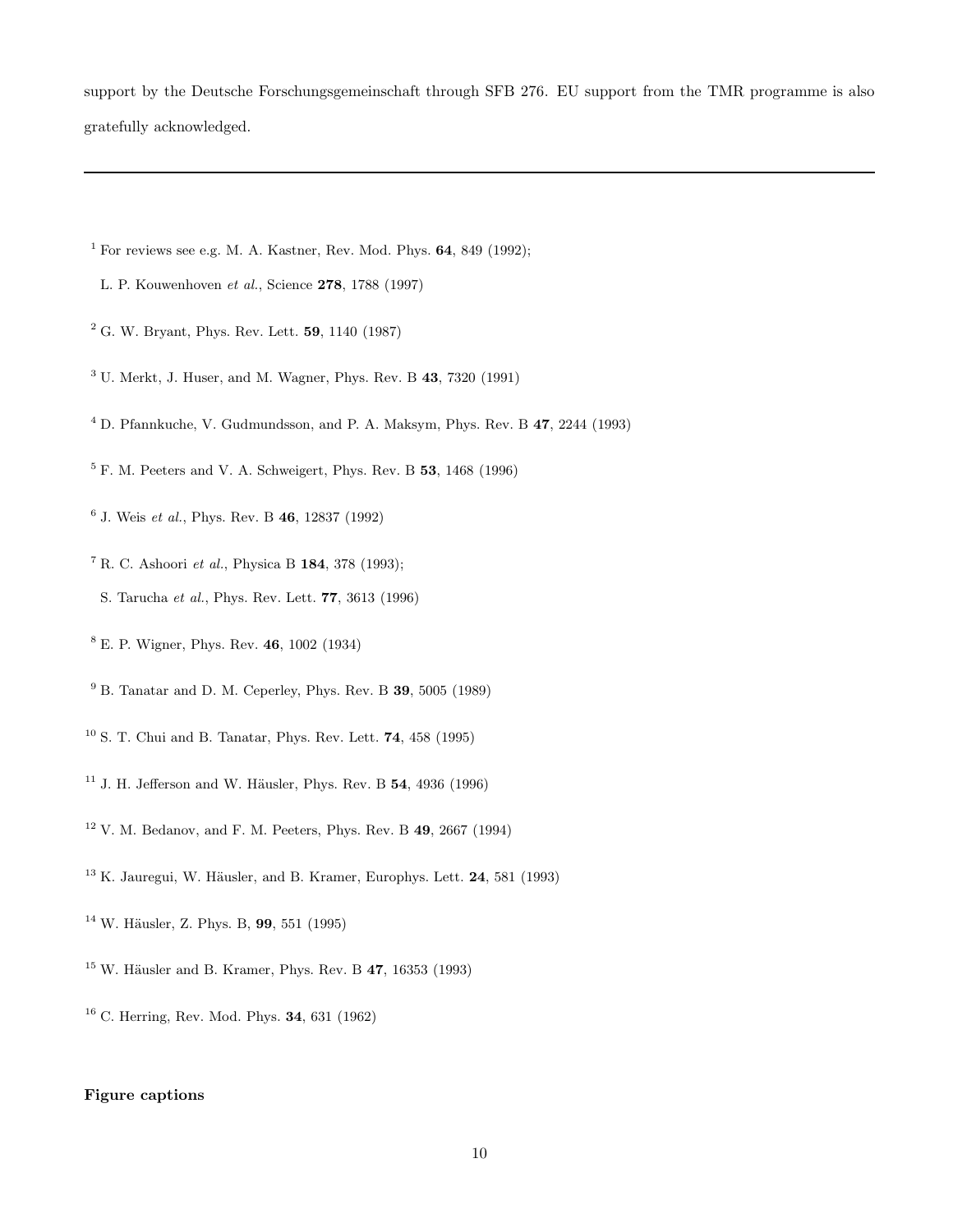support by the Deutsche Forschungsgemeinschaft through SFB 276. EU support from the TMR programme is also gratefully acknowledged.

---

[1] For reviews see e.g. M. A. Kastner, Rev. Mod. Phys. **64**, 849 (1992);
L. P. Kouwenhoven *et al.*, Science **278**, 1788 (1997)

[2] G. W. Bryant, Phys. Rev. Lett. **59**, 1140 (1987)

[3] U. Merkt, J. Huser, and M. Wagner, Phys. Rev. B **43**, 7320 (1991)

[4] D. Pfannkuche, V. Gudmundsson, and P. A. Maksym, Phys. Rev. B **47**, 2244 (1993)

[5] F. M. Peeters and V. A. Schweigert, Phys. Rev. B **53**, 1468 (1996)

[6] J. Weis *et al.*, Phys. Rev. B **46**, 12837 (1992)

[7] R. C. Ashoori *et al.*, Physica B **184**, 378 (1993);
S. Tarucha *et al.*, Phys. Rev. Lett. **77**, 3613 (1996)

[8] E. P. Wigner, Phys. Rev. **46**, 1002 (1934)

[9] B. Tanatar and D. M. Ceperley, Phys. Rev. B **39**, 5005 (1989)

[10] S. T. Chui and B. Tanatar, Phys. Rev. Lett. **74**, 458 (1995)

[11] J. H. Jefferson and W. Häusler, Phys. Rev. B **54**, 4936 (1996)

[12] V. M. Bedanov, and F. M. Peeters, Phys. Rev. B **49**, 2667 (1994)

[13] K. Jauregui, W. Häusler, and B. Kramer, Europhys. Lett. **24**, 581 (1993)

[14] W. Häusler, Z. Phys. B, **99**, 551 (1995)

[15] W. Häusler and B. Kramer, Phys. Rev. B **47**, 16353 (1993)

[16] C. Herring, Rev. Mod. Phys. **34**, 631 (1962)

**Figure captions**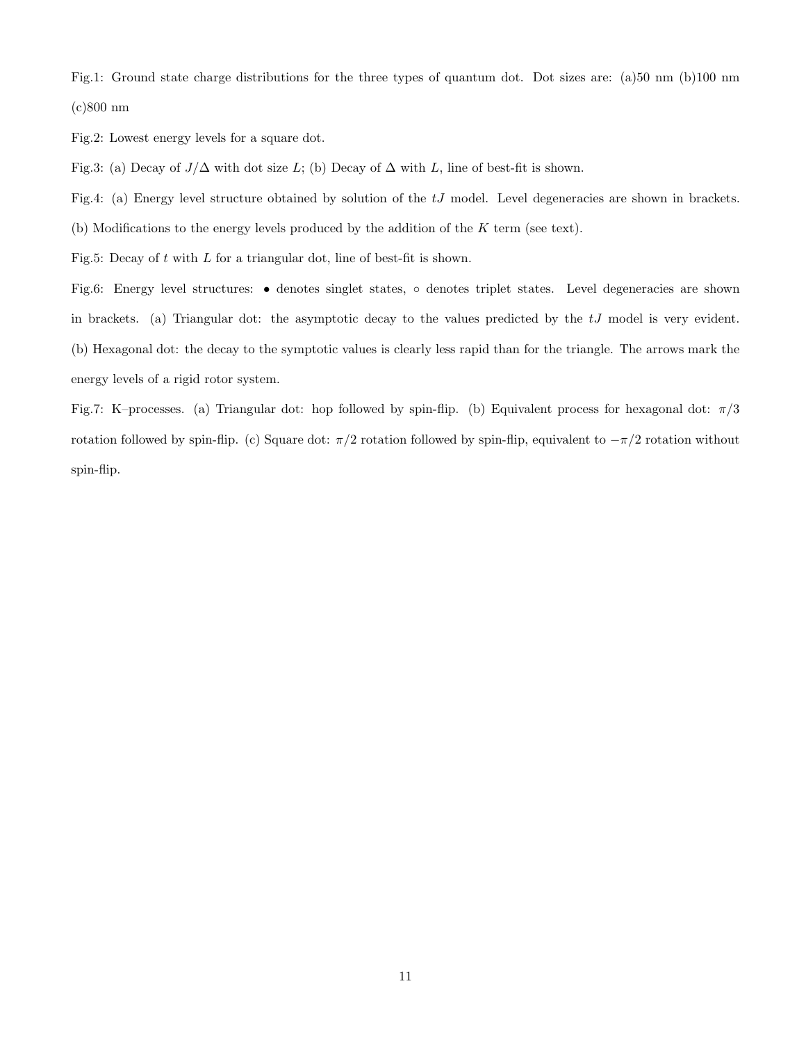Fig.1: Ground state charge distributions for the three types of quantum dot. Dot sizes are: (a)50 nm (b)100 nm (c)800 nm

Fig.2: Lowest energy levels for a square dot.

Fig.3: (a) Decay of $J/\Delta$ with dot size $L$; (b) Decay of $\Delta$ with $L$, line of best-fit is shown.

Fig.4: (a) Energy level structure obtained by solution of the $tJ$ model. Level degeneracies are shown in brackets. (b) Modifications to the energy levels produced by the addition of the $K$ term (see text).

Fig.5: Decay of $t$ with $L$ for a triangular dot, line of best-fit is shown.

Fig.6: Energy level structures: • denotes singlet states, ◦ denotes triplet states. Level degeneracies are shown in brackets. (a) Triangular dot: the asymptotic decay to the values predicted by the $tJ$ model is very evident. (b) Hexagonal dot: the decay to the symptotic values is clearly less rapid than for the triangle. The arrows mark the energy levels of a rigid rotor system.

Fig.7: K–processes. (a) Triangular dot: hop followed by spin-flip. (b) Equivalent process for hexagonal dot: $\pi/3$ rotation followed by spin-flip. (c) Square dot: $\pi/2$ rotation followed by spin-flip, equivalent to $-\pi/2$ rotation without spin-flip.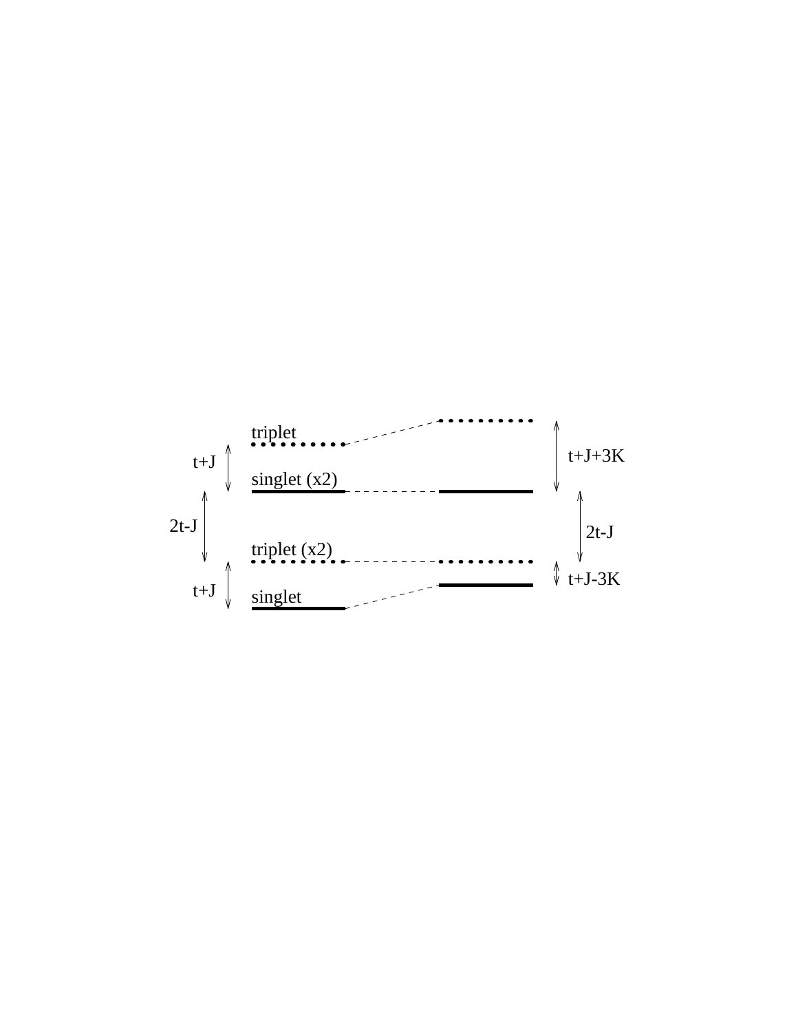triplet

$t+J$

singlet (x2)

$2t-J$

triplet (x2)

$t+J$

singlet

$t+J+3K$

$2t-J$

$t+J-3K$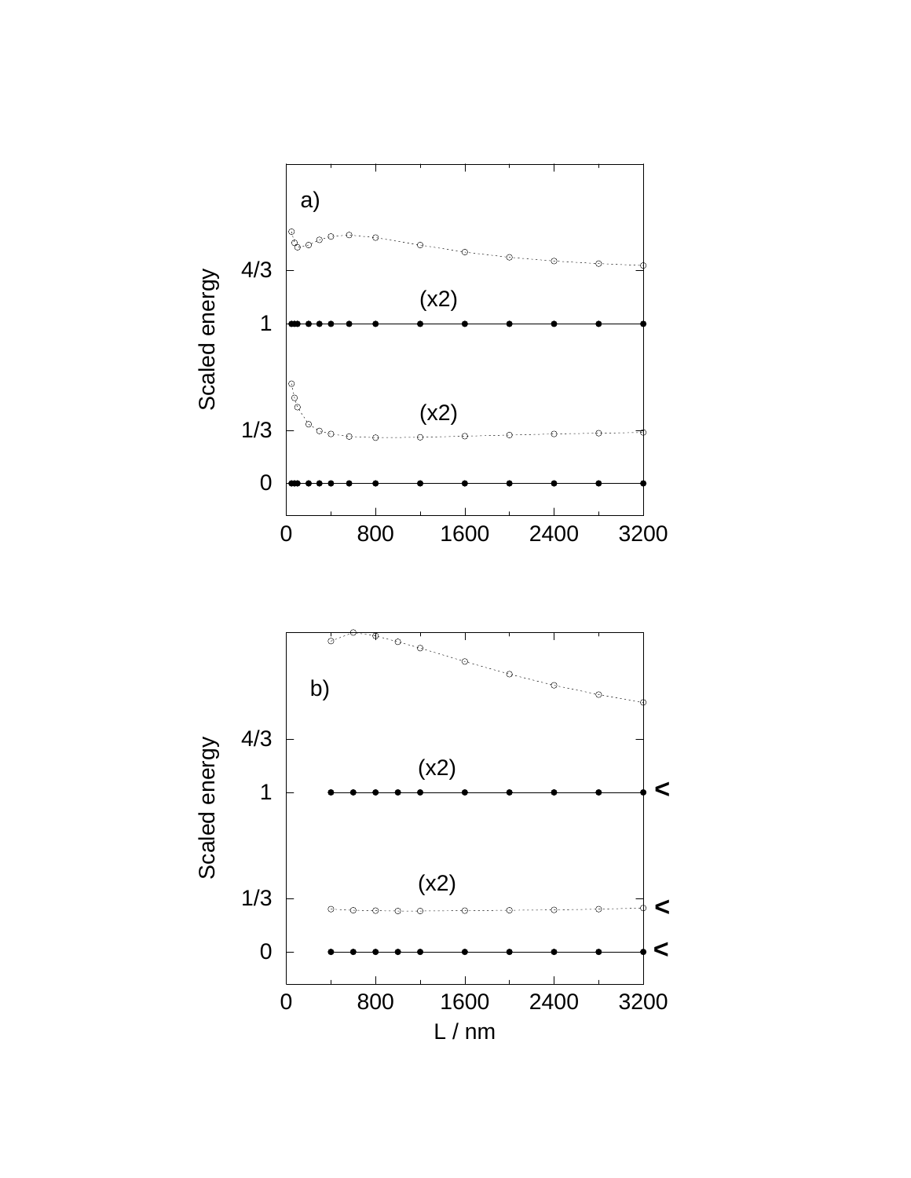a)

4/3

(x2)

1

Scaled energy

(x2)

1/3

0

0 800 1600 2400 3200

b)

4/3

(x2)

1

Scaled energy

(x2)

1/3

0

0 800 1600 2400 3200

L / nm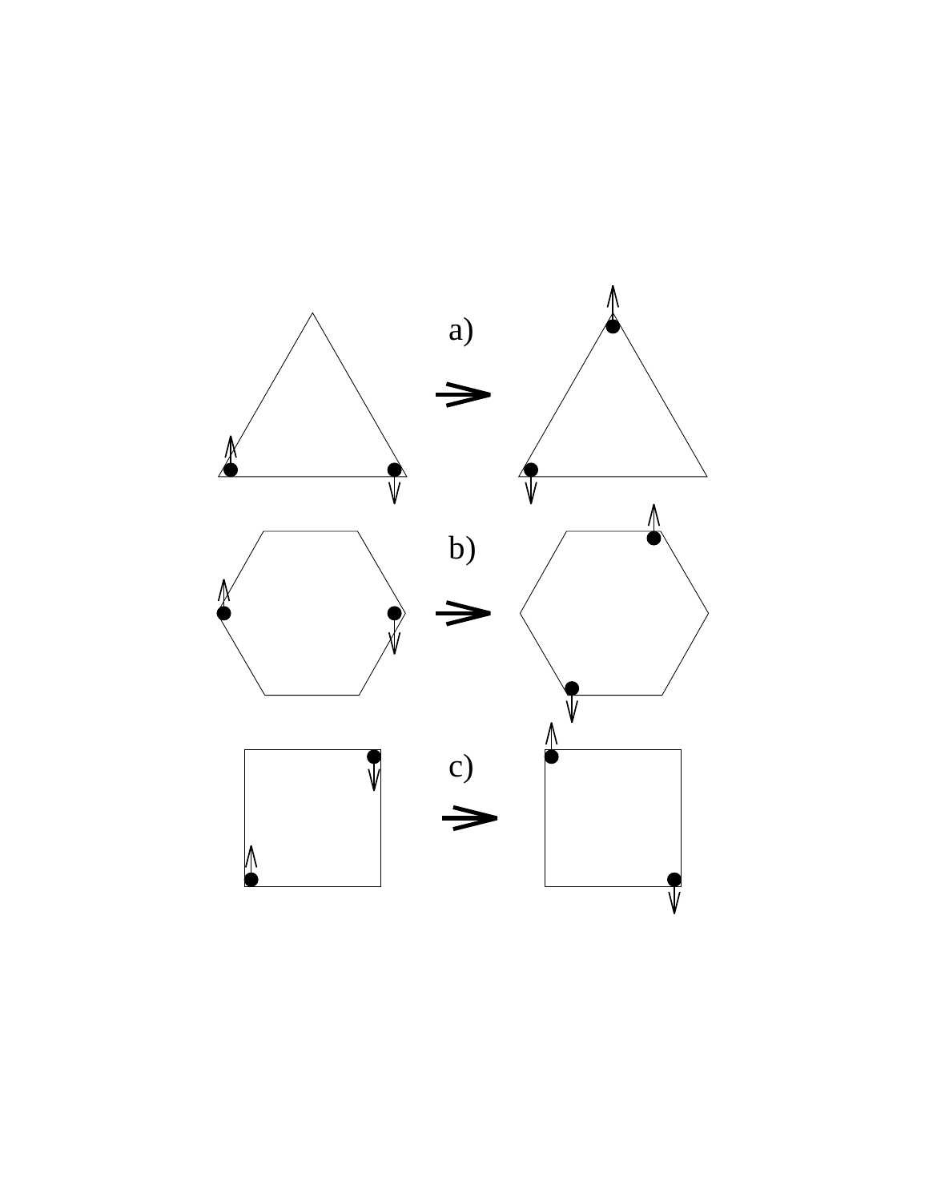a)

b)

c)